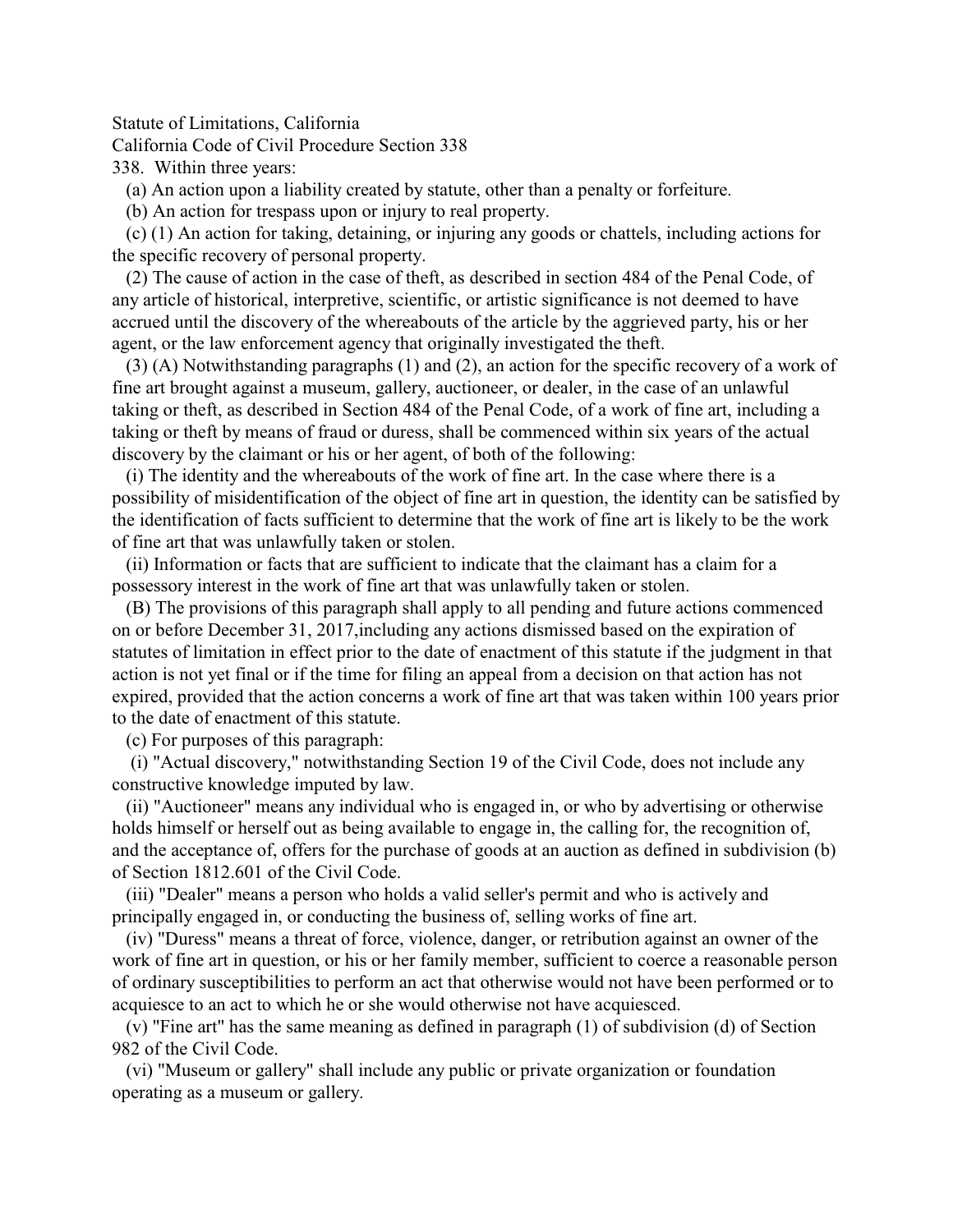Statute of Limitations, California

California Code of Civil Procedure Section 338

338. Within three years:

(a) An action upon a liability created by statute, other than a penalty or forfeiture.

(b) An action for trespass upon or injury to real property.

(c) (1) An action for taking, detaining, or injuring any goods or chattels, including actions for the specific recovery of personal property.

(2) The cause of action in the case of theft, as described in section 484 of the Penal Code, of any article of historical, interpretive, scientific, or artistic significance is not deemed to have accrued until the discovery of the whereabouts of the article by the aggrieved party, his or her agent, or the law enforcement agency that originally investigated the theft.

(3) (A) Notwithstanding paragraphs (1) and (2), an action for the specific recovery of a work of fine art brought against a museum, gallery, auctioneer, or dealer, in the case of an unlawful taking or theft, as described in Section 484 of the Penal Code, of a work of fine art, including a taking or theft by means of fraud or duress, shall be commenced within six years of the actual discovery by the claimant or his or her agent, of both of the following:

(i) The identity and the whereabouts of the work of fine art. In the case where there is a possibility of misidentification of the object of fine art in question, the identity can be satisfied by the identification of facts sufficient to determine that the work of fine art is likely to be the work of fine art that was unlawfully taken or stolen.

(ii) Information or facts that are sufficient to indicate that the claimant has a claim for a possessory interest in the work of fine art that was unlawfully taken or stolen.

(B) The provisions of this paragraph shall apply to all pending and future actions commenced on or before December 31, 2017,including any actions dismissed based on the expiration of statutes of limitation in effect prior to the date of enactment of this statute if the judgment in that action is not yet final or if the time for filing an appeal from a decision on that action has not expired, provided that the action concerns a work of fine art that was taken within 100 years prior to the date of enactment of this statute.

(c) For purposes of this paragraph:

(i) "Actual discovery," notwithstanding Section 19 of the Civil Code, does not include any constructive knowledge imputed by law.

(ii) "Auctioneer" means any individual who is engaged in, or who by advertising or otherwise holds himself or herself out as being available to engage in, the calling for, the recognition of, and the acceptance of, offers for the purchase of goods at an auction as defined in subdivision (b) of Section 1812.601 of the Civil Code.

(iii) "Dealer" means a person who holds a valid seller's permit and who is actively and principally engaged in, or conducting the business of, selling works of fine art.

(iv) "Duress" means a threat of force, violence, danger, or retribution against an owner of the work of fine art in question, or his or her family member, sufficient to coerce a reasonable person of ordinary susceptibilities to perform an act that otherwise would not have been performed or to acquiesce to an act to which he or she would otherwise not have acquiesced.

(v) "Fine art" has the same meaning as defined in paragraph (1) of subdivision (d) of Section 982 of the Civil Code.

(vi) "Museum or gallery" shall include any public or private organization or foundation operating as a museum or gallery.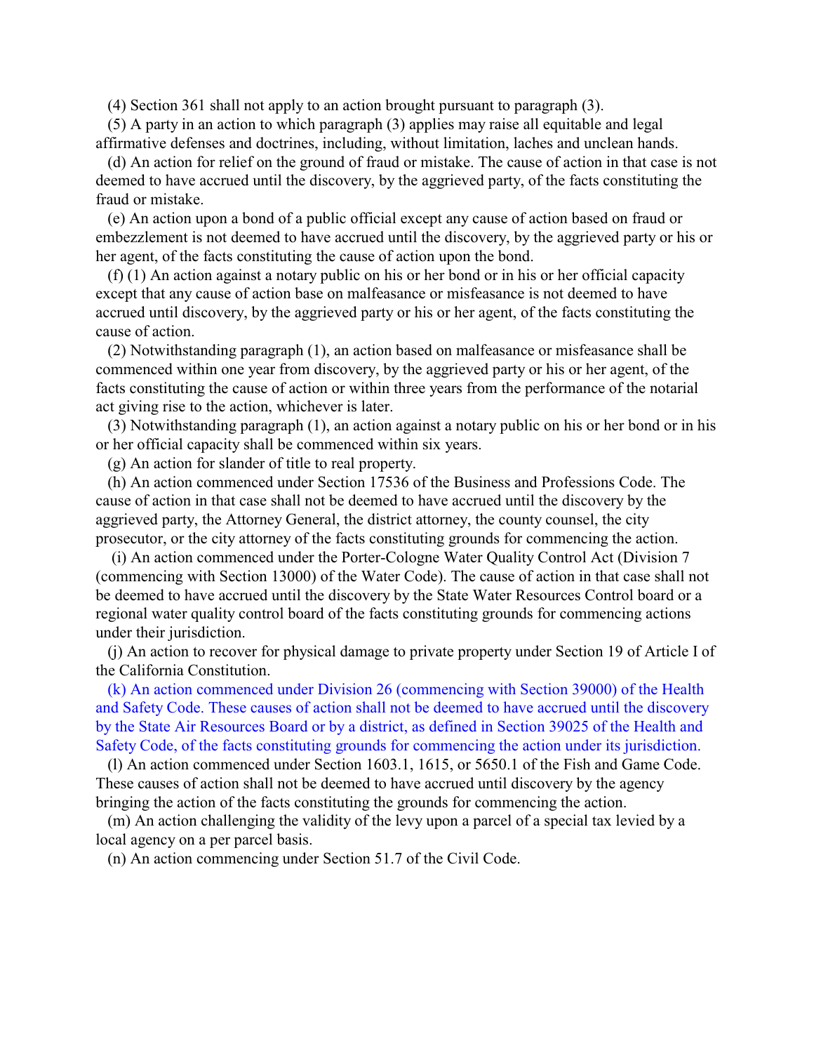(4) Section 361 shall not apply to an action brought pursuant to paragraph (3).

(5) A party in an action to which paragraph (3) applies may raise all equitable and legal affirmative defenses and doctrines, including, without limitation, laches and unclean hands.

(d) An action for relief on the ground of fraud or mistake. The cause of action in that case is not deemed to have accrued until the discovery, by the aggrieved party, of the facts constituting the fraud or mistake.

(e) An action upon a bond of a public official except any cause of action based on fraud or embezzlement is not deemed to have accrued until the discovery, by the aggrieved party or his or her agent, of the facts constituting the cause of action upon the bond.

(f) (1) An action against a notary public on his or her bond or in his or her official capacity except that any cause of action base on malfeasance or misfeasance is not deemed to have accrued until discovery, by the aggrieved party or his or her agent, of the facts constituting the cause of action.

(2) Notwithstanding paragraph (1), an action based on malfeasance or misfeasance shall be commenced within one year from discovery, by the aggrieved party or his or her agent, of the facts constituting the cause of action or within three years from the performance of the notarial act giving rise to the action, whichever is later.

(3) Notwithstanding paragraph (1), an action against a notary public on his or her bond or in his or her official capacity shall be commenced within six years.

(g) An action for slander of title to real property.

(h) An action commenced under Section 17536 of the Business and Professions Code. The cause of action in that case shall not be deemed to have accrued until the discovery by the aggrieved party, the Attorney General, the district attorney, the county counsel, the city prosecutor, or the city attorney of the facts constituting grounds for commencing the action.

(i) An action commenced under the Porter-Cologne Water Quality Control Act (Division 7 (commencing with Section 13000) of the Water Code). The cause of action in that case shall not be deemed to have accrued until the discovery by the State Water Resources Control board or a regional water quality control board of the facts constituting grounds for commencing actions under their jurisdiction.

(j) An action to recover for physical damage to private property under Section 19 of Article I of the California Constitution.

(k) An action commenced under Division 26 (commencing with Section 39000) of the Health and Safety Code. These causes of action shall not be deemed to have accrued until the discovery by the State Air Resources Board or by a district, as defined in Section 39025 of the Health and Safety Code, of the facts constituting grounds for commencing the action under its jurisdiction.

(l) An action commenced under Section 1603.1, 1615, or 5650.1 of the Fish and Game Code. These causes of action shall not be deemed to have accrued until discovery by the agency bringing the action of the facts constituting the grounds for commencing the action.

(m) An action challenging the validity of the levy upon a parcel of a special tax levied by a local agency on a per parcel basis.

(n) An action commencing under Section 51.7 of the Civil Code.